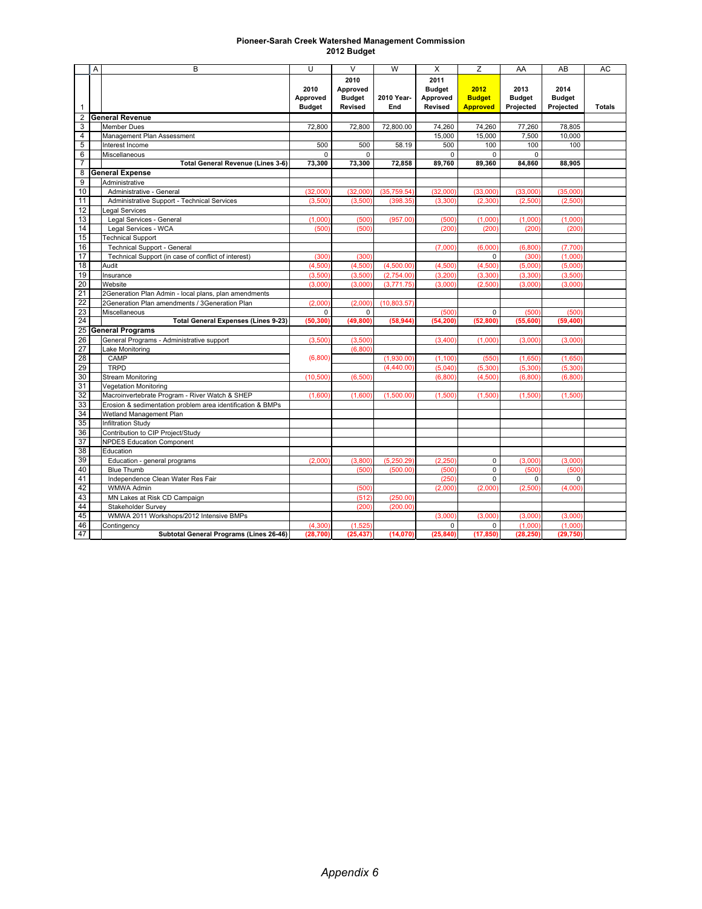# Pioneer-Sarah Creek Watershed Management Commission
## 2012 Budget

| | A | B | U | V | W | X | Z | AA | AB | AC |
|---|---|---|---|---|---|---|---|---|---|---|
| 1 | | | 2010 Approved Budget | 2010 Approved Budget Revised | 2010 Year-End | 2011 Budget Approved Revised | **2012 Budget Approved** | 2013 Budget Projected | 2014 Budget Projected | Totals |
| 2 | **General Revenue** | | | | | | | | | |
| 3 | | Member Dues | 72,800 | 72,800 | 72,800.00 | 74,260 | 74,260 | 77,260 | 78,805 | |
| 4 | | Management Plan Assessment | | | | 15,000 | 15,000 | 7,500 | 10,000 | |
| 5 | | Interest Income | 500 | 500 | 58.19 | 500 | 100 | 100 | 100 | |
| 6 | | Miscellaneous | 0 | 0 | | 0 | 0 | 0 | | |
| 7 | | **Total General Revenue (Lines 3-6)** | **73,300** | **73,300** | **72,858** | **89,760** | **89,360** | **84,860** | **88,905** | |
| 8 | **General Expense** | | | | | | | | | |
| 9 | | Administrative | | | | | | | | |
| 10 | | Administrative - General | (32,000) | (32,000) | (35,759.54) | (32,000) | (33,000) | (33,000) | (35,000) | |
| 11 | | Administrative Support - Technical Services | (3,500) | (3,500) | (398.35) | (3,300) | (2,300) | (2,500) | (2,500) | |
| 12 | | Legal Services | | | | | | | | |
| 13 | | Legal Services - General | (1,000) | (500) | (957.00) | (500) | (1,000) | (1,000) | (1,000) | |
| 14 | | Legal Services - WCA | (500) | (500) | | (200) | (200) | (200) | (200) | |
| 15 | | Technical Support | | | | | | | | |
| 16 | | Technical Support - General | | | | (7,000) | (6,000) | (6,800) | (7,700) | |
| 17 | | Technical Support (in case of conflict of interest) | (300) | (300) | | | 0 | (300) | (1,000) | |
| 18 | | Audit | (4,500) | (4,500) | (4,500.00) | (4,500) | (4,500) | (5,000) | (5,000) | |
| 19 | | Insurance | (3,500) | (3,500) | (2,754.00) | (3,200) | (3,300) | (3,300) | (3,500) | |
| 20 | | Website | (3,000) | (3,000) | (3,771.75) | (3,000) | (2,500) | (3,000) | (3,000) | |
| 21 | | 2Generation Plan Admin - local plans, plan amendments | | | | | | | | |
| 22 | | 2Generation Plan amendments / 3Generation Plan | (2,000) | (2,000) | (10,803.57) | | | | | |
| 23 | | Miscellaneous | 0 | 0 | | (500) | 0 | (500) | (500) | |
| 24 | | **Total General Expenses (Lines 9-23)** | **(50,300)** | **(49,800)** | **(58,944)** | **(54,200)** | **(52,800)** | **(55,600)** | **(59,400)** | |
| 25 | **General Programs** | | | | | | | | | |
| 26 | | General Programs - Administrative support | (3,500) | (3,500) | | (3,400) | (1,000) | (3,000) | (3,000) | |
| 27 | | Lake Monitoring | | (6,800) | | | | | | |
| 28 | | CAMP | (6,800) | | (1,930.00) | (1,100) | (550) | (1,650) | (1,650) | |
| 29 | | TRPD | | | (4,440.00) | (5,040) | (5,300) | (5,300) | (5,300) | |
| 30 | | Stream Monitoring | (10,500) | (6,500) | | (6,800) | (4,500) | (6,800) | (6,800) | |
| 31 | | Vegetation Monitoring | | | | | | | | |
| 32 | | Macroinvertebrate Program - River Watch & SHEP | (1,600) | (1,600) | (1,500.00) | (1,500) | (1,500) | (1,500) | (1,500) | |
| 33 | | Erosion & sedimentation problem area identification & BMPs | | | | | | | | |
| 34 | | Wetland Management Plan | | | | | | | | |
| 35 | | Infiltration Study | | | | | | | | |
| 36 | | Contribution to CIP Project/Study | | | | | | | | |
| 37 | | NPDES Education Component | | | | | | | | |
| 38 | | Education | | | | | | | | |
| 39 | | Education - general programs | (2,000) | (3,800) | (5,250.29) | (2,250) | 0 | (3,000) | (3,000) | |
| 40 | | Blue Thumb | | (500) | (500.00) | (500) | 0 | (500) | (500) | |
| 41 | | Independence Clean Water Res Fair | | | | (250) | 0 | 0 | 0 | |
| 42 | | WMWA Admin | | (500) | | (2,000) | (2,000) | (2,500) | (4,000) | |
| 43 | | MN Lakes at Risk CD Campaign | | (512) | (250.00) | | | | | |
| 44 | | Stakeholder Survey | | (200) | (200.00) | | | | | |
| 45 | | WMWA 2011 Workshops/2012 Intensive BMPs | | | | (3,000) | (3,000) | (3,000) | (3,000) | |
| 46 | | Contingency | (4,300) | (1,525) | | 0 | 0 | (1,000) | (1,000) | |
| 47 | | **Subtotal General Programs (Lines 26-46)** | **(28,700)** | **(25,437)** | **(14,070)** | **(25,840)** | **(17,850)** | **(28,250)** | **(29,750)** | |

*Appendix 6*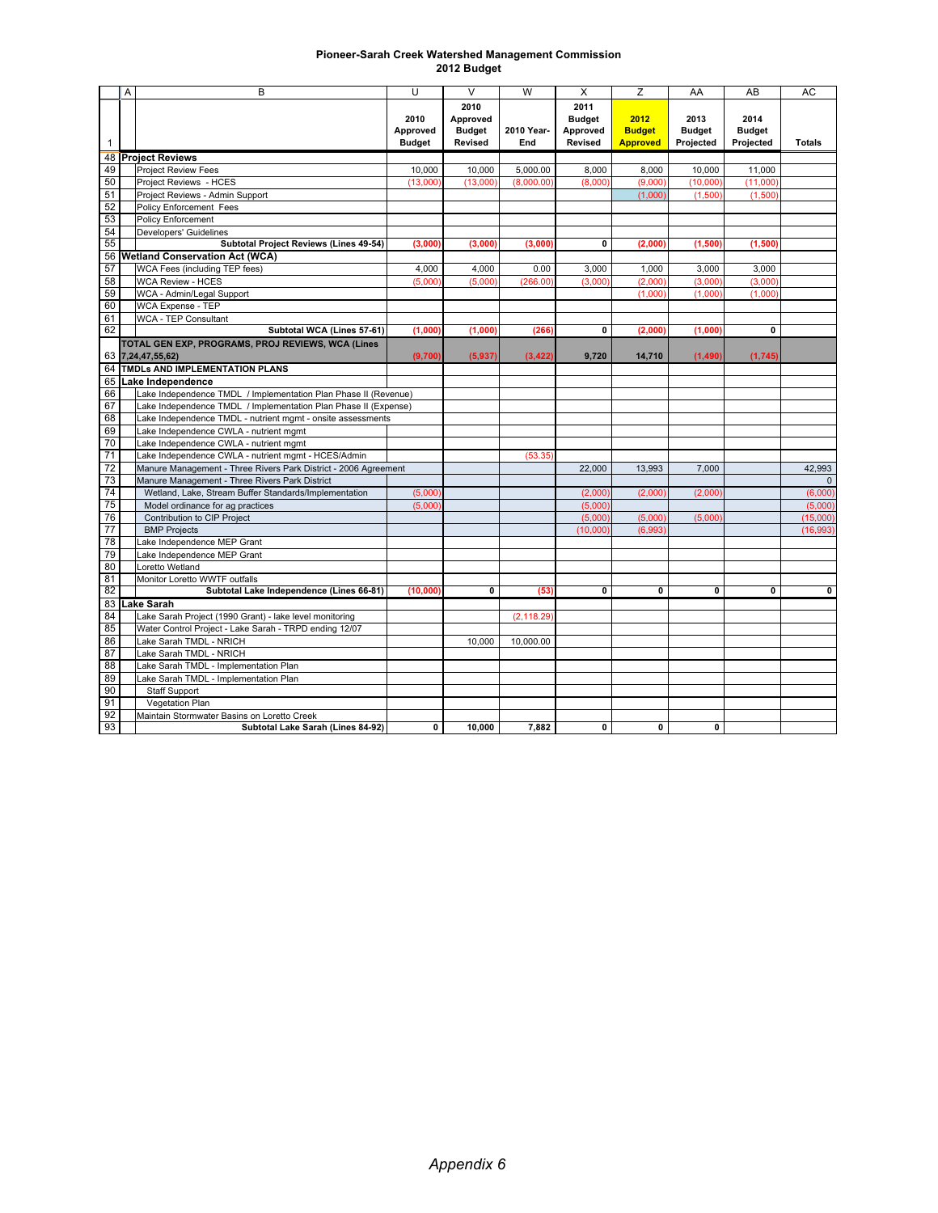# Pioneer-Sarah Creek Watershed Management Commission
## 2012 Budget

| | A | B | U | V | W | X | Z | AA | AB | AC |
|---|---|---|---|---|---|---|---|---|---|---|
| 1 | | | 2010 Approved Budget | 2010 Approved Budget Revised | 2010 Year-End | 2011 Budget Approved Revised | 2012 Budget Approved | 2013 Budget Projected | 2014 Budget Projected | Totals |
| 48 | **Project Reviews** | | | | | | | | | |
| 49 | | Project Review Fees | 10,000 | 10,000 | 5,000.00 | 8,000 | 8,000 | 10,000 | 11,000 | |
| 50 | | Project Reviews - HCES | (13,000) | (13,000) | (8,000.00) | (8,000) | (9,000) | (10,000) | (11,000) | |
| 51 | | Project Reviews - Admin Support | | | | | (1,000) | (1,500) | (1,500) | |
| 52 | | Policy Enforcement Fees | | | | | | | | |
| 53 | | Policy Enforcement | | | | | | | | |
| 54 | | Developers' Guidelines | | | | | | | | |
| 55 | | **Subtotal Project Reviews (Lines 49-54)** | **(3,000)** | **(3,000)** | **(3,000)** | **0** | **(2,000)** | **(1,500)** | **(1,500)** | |
| 56 | **Wetland Conservation Act (WCA)** | | | | | | | | | |
| 57 | | WCA Fees (including TEP fees) | 4,000 | 4,000 | 0.00 | 3,000 | 1,000 | 3,000 | 3,000 | |
| 58 | | WCA Review - HCES | (5,000) | (5,000) | (266.00) | (3,000) | (2,000) | (3,000) | (3,000) | |
| 59 | | WCA - Admin/Legal Support | | | | | (1,000) | (1,000) | (1,000) | |
| 60 | | WCA Expense - TEP | | | | | | | | |
| 61 | | WCA - TEP Consultant | | | | | | | | |
| 62 | | **Subtotal WCA (Lines 57-61)** | **(1,000)** | **(1,000)** | **(266)** | **0** | **(2,000)** | **(1,000)** | **0** | |
| 63 | **TOTAL GEN EXP, PROGRAMS, PROJ REVIEWS, WCA (Lines 7,24,47,55,62)** | | **(9,700)** | **(5,937)** | **(3,422)** | **9,720** | **14,710** | **(1,490)** | **(1,745)** | |
| 64 | **TMDLs AND IMPLEMENTATION PLANS** | | | | | | | | | |
| 65 | **Lake Independence** | | | | | | | | | |
| 66 | | Lake Independence TMDL / Implementation Plan Phase II (Revenue) | | | | | | | | |
| 67 | | Lake Independence TMDL / Implementation Plan Phase II (Expense) | | | | | | | | |
| 68 | | Lake Independence TMDL - nutrient mgmt - onsite assessments | | | | | | | | |
| 69 | | Lake Independence CWLA - nutrient mgmt | | | | | | | | |
| 70 | | Lake Independence CWLA - nutrient mgmt | | | | | | | | |
| 71 | | Lake Independence CWLA - nutrient mgmt - HCES/Admin | | | (53.35) | | | | | |
| 72 | | Manure Management - Three Rivers Park District - 2006 Agreement | | | | 22,000 | 13,993 | 7,000 | | 42,993 |
| 73 | | Manure Management - Three Rivers Park District | | | | | | | | 0 |
| 74 | | Wetland, Lake, Stream Buffer Standards/Implementation | (5,000) | | | (2,000) | (2,000) | (2,000) | | (6,000) |
| 75 | | Model ordinance for ag practices | (5,000) | | | (5,000) | | | | (5,000) |
| 76 | | Contribution to CIP Project | | | | (5,000) | (5,000) | (5,000) | | (15,000) |
| 77 | | BMP Projects | | | | (10,000) | (6,993) | | | (16,993) |
| 78 | | Lake Independence MEP Grant | | | | | | | | |
| 79 | | Lake Independence MEP Grant | | | | | | | | |
| 80 | | Loretto Wetland | | | | | | | | |
| 81 | | Monitor Loretto WWTF outfalls | | | | | | | | |
| 82 | | **Subtotal Lake Independence (Lines 66-81)** | **(10,000)** | **0** | **(53)** | **0** | **0** | **0** | **0** | **0** |
| 83 | **Lake Sarah** | | | | | | | | | |
| 84 | | Lake Sarah Project (1990 Grant) - lake level monitoring | | | (2,118.29) | | | | | |
| 85 | | Water Control Project - Lake Sarah - TRPD ending 12/07 | | | | | | | | |
| 86 | | Lake Sarah TMDL - NRICH | | 10,000 | 10,000.00 | | | | | |
| 87 | | Lake Sarah TMDL - NRICH | | | | | | | | |
| 88 | | Lake Sarah TMDL - Implementation Plan | | | | | | | | |
| 89 | | Lake Sarah TMDL - Implementation Plan | | | | | | | | |
| 90 | | Staff Support | | | | | | | | |
| 91 | | Vegetation Plan | | | | | | | | |
| 92 | | Maintain Stormwater Basins on Loretto Creek | | | | | | | | |
| 93 | | **Subtotal Lake Sarah (Lines 84-92)** | **0** | **10,000** | **7,882** | **0** | **0** | **0** | | |

*Appendix 6*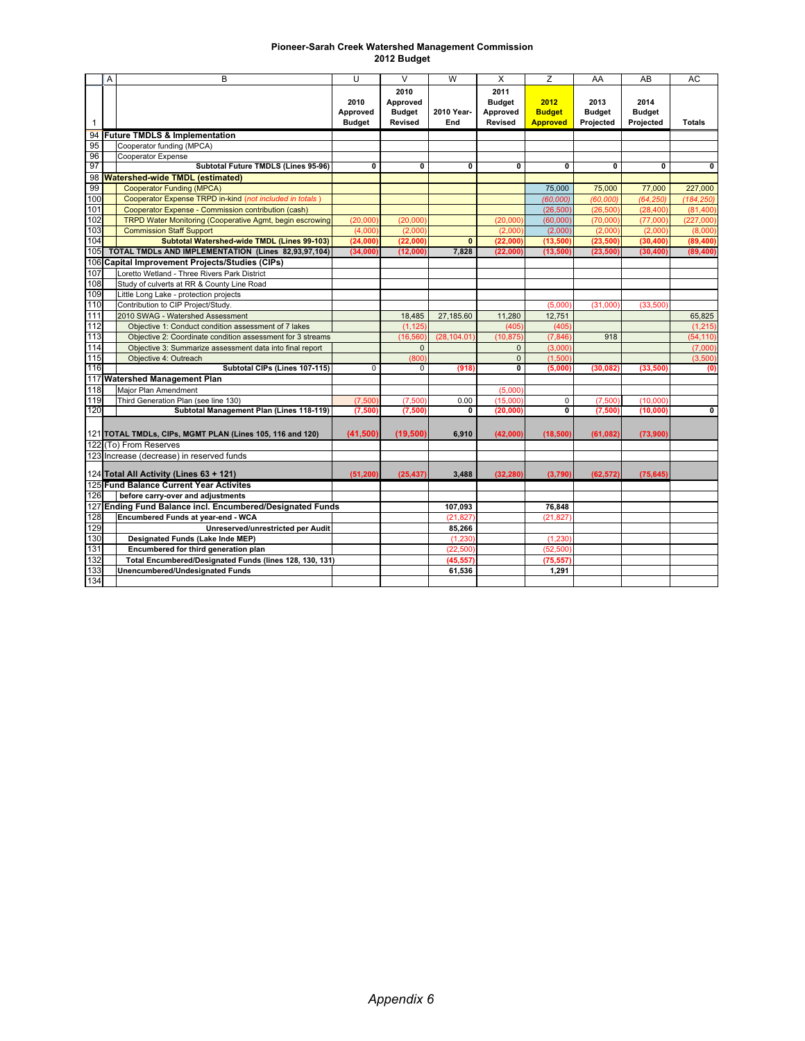# Pioneer-Sarah Creek Watershed Management Commission
## 2012 Budget

| | A | B | U | V | W | X | Z | AA | AB | AC |
|---|---|---|---|---|---|---|---|---|---|---|
| 1 | | | 2010 Approved Budget | 2010 Approved Budget Revised | 2010 Year-End | 2011 Budget Approved Revised | 2012 Budget Approved | 2013 Budget Projected | 2014 Budget Projected | Totals |
| 94 | **Future TMDLS & Implementation** | | | | | | | | | |
| 95 | | Cooperator funding (MPCA) | | | | | | | | |
| 96 | | Cooperator Expense | | | | | | | | |
| 97 | | **Subtotal Future TMDLS (Lines 95-96)** | 0 | 0 | 0 | 0 | 0 | 0 | 0 | 0 |
| 98 | **Watershed-wide TMDL (estimated)** | | | | | | | | | |
| 99 | | Cooperator Funding (MPCA) | | | | | 75,000 | 75,000 | 77,000 | 227,000 |
| 100 | | Cooperator Expense TRPD in-kind *(not included in totals)* | | | | | *(60,000)* | *(60,000)* | *(64,250)* | *(184,250)* |
| 101 | | Cooperator Expense - Commission contribution (cash) | | | | | (26,500) | (26,500) | (28,400) | (81,400) |
| 102 | | TRPD Water Monitoring (Cooperative Agmt, begin escrowing | (20,000) | (20,000) | | (20,000) | (60,000) | (70,000) | (77,000) | (227,000) |
| 103 | | Commission Staff Support | (4,000) | (2,000) | | (2,000) | (2,000) | (2,000) | (2,000) | (8,000) |
| 104 | | **Subtotal Watershed-wide TMDL (Lines 99-103)** | (24,000) | (22,000) | 0 | (22,000) | (13,500) | (23,500) | (30,400) | (89,400) |
| 105 | **TOTAL TMDLs AND IMPLEMENTATION (Lines 82,93,97,104)** | | (34,000) | (12,000) | 7,828 | (22,000) | (13,500) | (23,500) | (30,400) | (89,400) |
| 106 | **Capital Improvement Projects/Studies (CIPs)** | | | | | | | | | |
| 107 | | Loretto Wetland - Three Rivers Park District | | | | | | | | |
| 108 | | Study of culverts at RR & County Line Road | | | | | | | | |
| 109 | | Little Long Lake - protection projects | | | | | | | | |
| 110 | | Contribution to CIP Project/Study. | | | | | (5,000) | (31,000) | (33,500) | |
| 111 | | 2010 SWAG - Watershed Assessment | | 18,485 | 27,185.60 | 11,280 | 12,751 | | | 65,825 |
| 112 | | Objective 1: Conduct condition assessment of 7 lakes | | (1,125) | | (405) | (405) | | | (1,215) |
| 113 | | Objective 2: Coordinate condition assessment for 3 streams | | (16,560) | (28,104.01) | (10,875) | (7,846) | 918 | | (54,110) |
| 114 | | Objective 3: Summarize assessment data into final report | | 0 | | 0 | (3,000) | | | (7,000) |
| 115 | | Objective 4: Outreach | | (800) | | 0 | (1,500) | | | (3,500) |
| 116 | | **Subtotal CIPs (Lines 107-115)** | 0 | 0 | (918) | 0 | (5,000) | (30,082) | (33,500) | (0) |
| 117 | **Watershed Management Plan** | | | | | | | | | |
| 118 | | Major Plan Amendment | | | | (5,000) | | | | |
| 119 | | Third Generation Plan (see line 130) | (7,500) | (7,500) | 0.00 | (15,000) | 0 | (7,500) | (10,000) | |
| 120 | | **Subtotal Management Plan (Lines 118-119)** | (7,500) | (7,500) | 0 | (20,000) | 0 | (7,500) | (10,000) | 0 |
| 121 | **TOTAL TMDLs, CIPs, MGMT PLAN (Lines 105, 116 and 120)** | | (41,500) | (19,500) | 6,910 | (42,000) | (18,500) | (61,082) | (73,900) | |
| 122 | (To) From Reserves | | | | | | | | | |
| 123 | Increase (decrease) in reserved funds | | | | | | | | | |
| 124 | **Total All Activity (Lines 63 + 121)** | | (51,200) | (25,437) | 3,488 | (32,280) | (3,790) | (62,572) | (75,645) | |
| 125 | **Fund Balance Current Year Activites** | | | | | | | | | |
| 126 | | **before carry-over and adjustments** | | | | | | | | |
| 127 | **Ending Fund Balance incl. Encumbered/Designated Funds** | | | | 107,093 | | 76,848 | | | |
| 128 | | **Encumbered Funds at year-end - WCA** | | | (21,827) | | (21,827) | | | |
| 129 | | **Unreserved/unrestricted per Audit** | | | 85,266 | | | | | |
| 130 | | **Designated Funds (Lake Inde MEP)** | | | (1,230) | | (1,230) | | | |
| 131 | | **Encumbered for third generation plan** | | | (22,500) | | (52,500) | | | |
| 132 | | **Total Encumbered/Designated Funds (lines 128, 130, 131)** | | | (45,557) | | (75,557) | | | |
| 133 | | **Unencumbered/Undesignated Funds** | | | 61,536 | | 1,291 | | | |
| 134 | | | | | | | | | | |

*Appendix 6*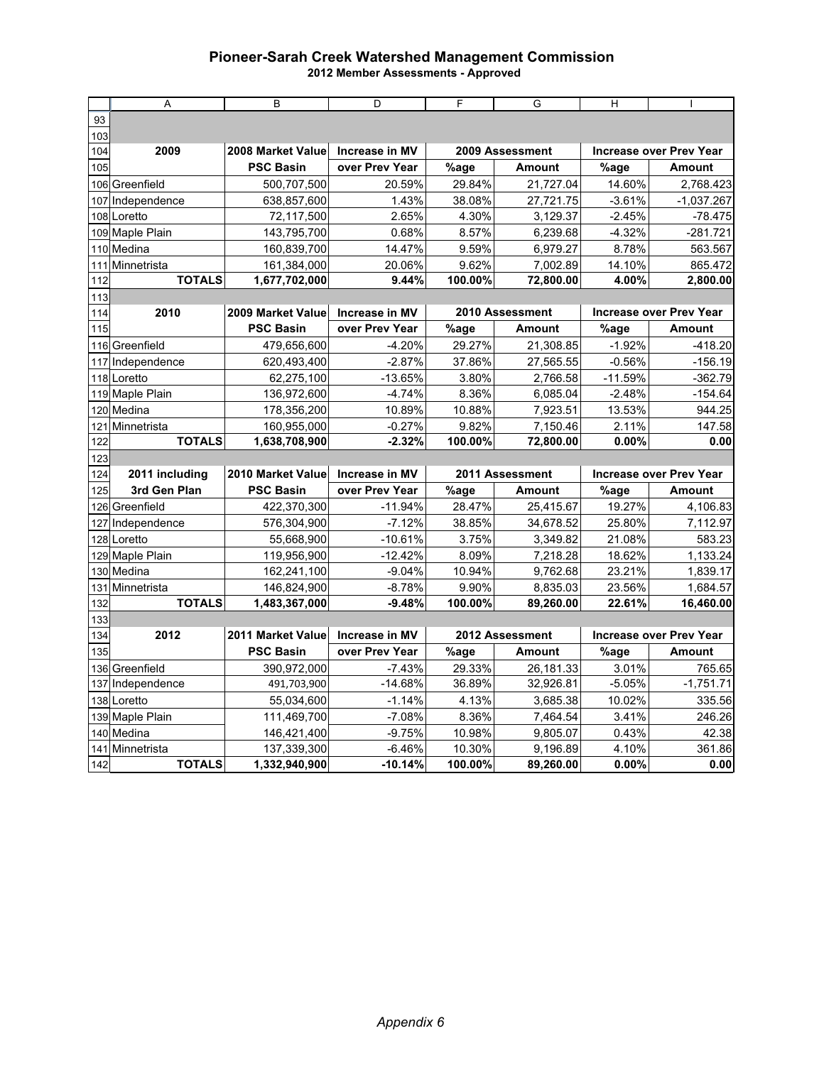# Pioneer-Sarah Creek Watershed Management Commission

**2012 Member Assessments - Approved**

| | A | B | D | F | G | H | I |
|---|---|---|---|---|---|---|---|
| 93 | | | | | | | |
| 103 | | | | | | | |
| 104 | **2009** | **2008 Market Value** | **Increase in MV** | **2009 Assessment** | | **Increase over Prev Year** | |
| 105 | | **PSC Basin** | **over Prev Year** | **%age** | **Amount** | **%age** | **Amount** |
| 106 | Greenfield | 500,707,500 | 20.59% | 29.84% | 21,727.04 | 14.60% | 2,768.423 |
| 107 | Independence | 638,857,600 | 1.43% | 38.08% | 27,721.75 | -3.61% | -1,037.267 |
| 108 | Loretto | 72,117,500 | 2.65% | 4.30% | 3,129.37 | -2.45% | -78.475 |
| 109 | Maple Plain | 143,795,700 | 0.68% | 8.57% | 6,239.68 | -4.32% | -281.721 |
| 110 | Medina | 160,839,700 | 14.47% | 9.59% | 6,979.27 | 8.78% | 563.567 |
| 111 | Minnetrista | 161,384,000 | 20.06% | 9.62% | 7,002.89 | 14.10% | 865.472 |
| 112 | **TOTALS** | **1,677,702,000** | **9.44%** | **100.00%** | **72,800.00** | **4.00%** | **2,800.00** |
| 113 | | | | | | | |
| 114 | **2010** | **2009 Market Value** | **Increase in MV** | **2010 Assessment** | | **Increase over Prev Year** | |
| 115 | | **PSC Basin** | **over Prev Year** | **%age** | **Amount** | **%age** | **Amount** |
| 116 | Greenfield | 479,656,600 | -4.20% | 29.27% | 21,308.85 | -1.92% | -418.20 |
| 117 | Independence | 620,493,400 | -2.87% | 37.86% | 27,565.55 | -0.56% | -156.19 |
| 118 | Loretto | 62,275,100 | -13.65% | 3.80% | 2,766.58 | -11.59% | -362.79 |
| 119 | Maple Plain | 136,972,600 | -4.74% | 8.36% | 6,085.04 | -2.48% | -154.64 |
| 120 | Medina | 178,356,200 | 10.89% | 10.88% | 7,923.51 | 13.53% | 944.25 |
| 121 | Minnetrista | 160,955,000 | -0.27% | 9.82% | 7,150.46 | 2.11% | 147.58 |
| 122 | **TOTALS** | **1,638,708,900** | **-2.32%** | **100.00%** | **72,800.00** | **0.00%** | **0.00** |
| 123 | | | | | | | |
| 124 | **2011 including** | **2010 Market Value** | **Increase in MV** | **2011 Assessment** | | **Increase over Prev Year** | |
| 125 | **3rd Gen Plan** | **PSC Basin** | **over Prev Year** | **%age** | **Amount** | **%age** | **Amount** |
| 126 | Greenfield | 422,370,300 | -11.94% | 28.47% | 25,415.67 | 19.27% | 4,106.83 |
| 127 | Independence | 576,304,900 | -7.12% | 38.85% | 34,678.52 | 25.80% | 7,112.97 |
| 128 | Loretto | 55,668,900 | -10.61% | 3.75% | 3,349.82 | 21.08% | 583.23 |
| 129 | Maple Plain | 119,956,900 | -12.42% | 8.09% | 7,218.28 | 18.62% | 1,133.24 |
| 130 | Medina | 162,241,100 | -9.04% | 10.94% | 9,762.68 | 23.21% | 1,839.17 |
| 131 | Minnetrista | 146,824,900 | -8.78% | 9.90% | 8,835.03 | 23.56% | 1,684.57 |
| 132 | **TOTALS** | **1,483,367,000** | **-9.48%** | **100.00%** | **89,260.00** | **22.61%** | **16,460.00** |
| 133 | | | | | | | |
| 134 | **2012** | **2011 Market Value** | **Increase in MV** | **2012 Assessment** | | **Increase over Prev Year** | |
| 135 | | **PSC Basin** | **over Prev Year** | **%age** | **Amount** | **%age** | **Amount** |
| 136 | Greenfield | 390,972,000 | -7.43% | 29.33% | 26,181.33 | 3.01% | 765.65 |
| 137 | Independence | 491,703,900 | -14.68% | 36.89% | 32,926.81 | -5.05% | -1,751.71 |
| 138 | Loretto | 55,034,600 | -1.14% | 4.13% | 3,685.38 | 10.02% | 335.56 |
| 139 | Maple Plain | 111,469,700 | -7.08% | 8.36% | 7,464.54 | 3.41% | 246.26 |
| 140 | Medina | 146,421,400 | -9.75% | 10.98% | 9,805.07 | 0.43% | 42.38 |
| 141 | Minnetrista | 137,339,300 | -6.46% | 10.30% | 9,196.89 | 4.10% | 361.86 |
| 142 | **TOTALS** | **1,332,940,900** | **-10.14%** | **100.00%** | **89,260.00** | **0.00%** | **0.00** |

*Appendix 6*